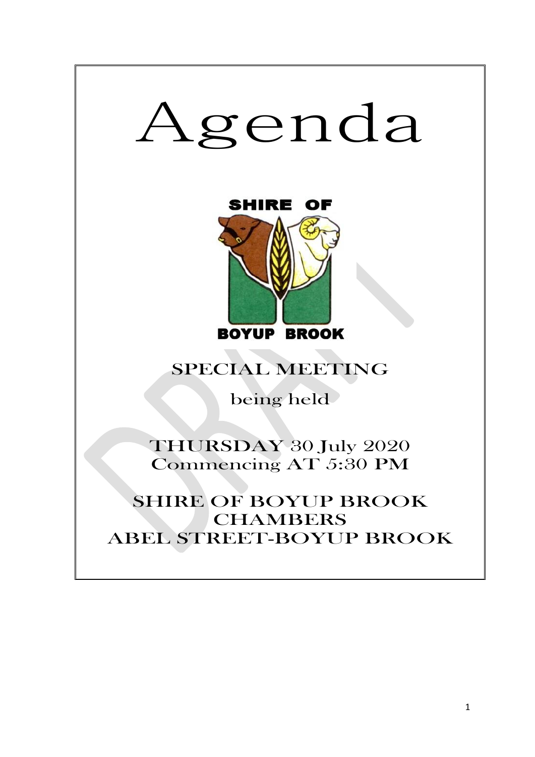# Agenda

SHIRE OF

BOYUP BROOK

## SPECIAL MEETING

being held

THURSDAY 30 July 2020
Commencing AT 5:30 PM

SHIRE OF BOYUP BROOK
CHAMBERS
ABEL STREET-BOYUP BROOK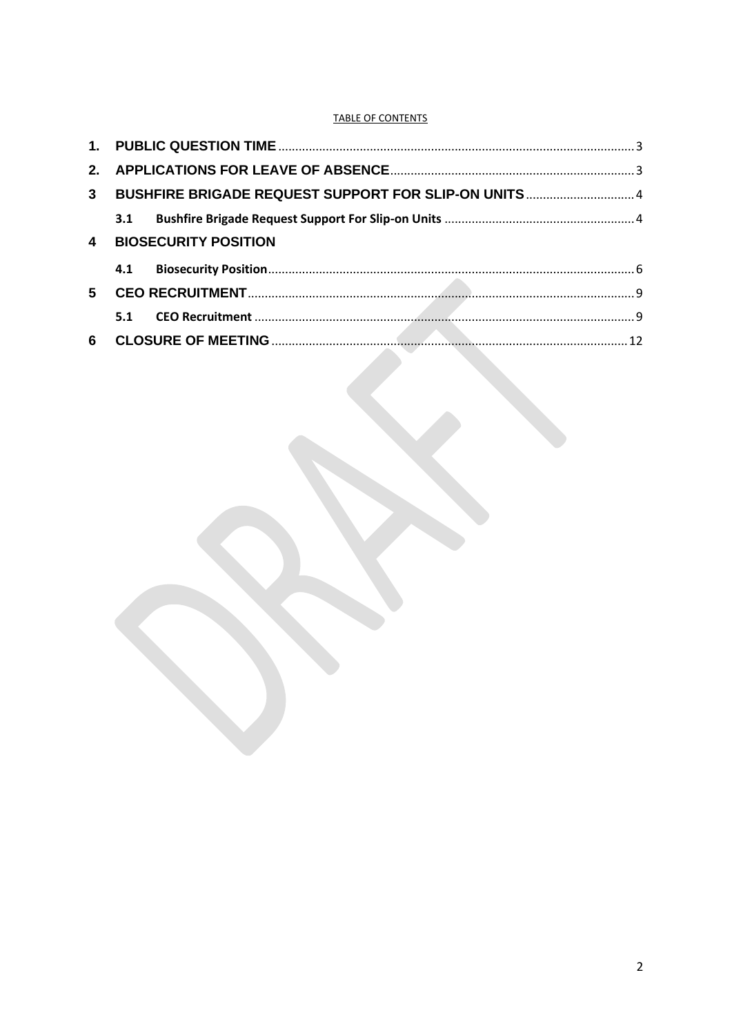TABLE OF CONTENTS

| | | |
|---|---|---|
| **1.** | **PUBLIC QUESTION TIME** | 3 |
| **2.** | **APPLICATIONS FOR LEAVE OF ABSENCE** | 3 |
| **3** | **BUSHFIRE BRIGADE REQUEST SUPPORT FOR SLIP-ON UNITS** | 4 |
| | **3.1 Bushfire Brigade Request Support For Slip-on Units** | 4 |
| **4** | **BIOSECURITY POSITION** | |
| | **4.1 Biosecurity Position** | 6 |
| **5** | **CEO RECRUITMENT** | 9 |
| | **5.1 CEO Recruitment** | 9 |
| **6** | **CLOSURE OF MEETING** | 12 |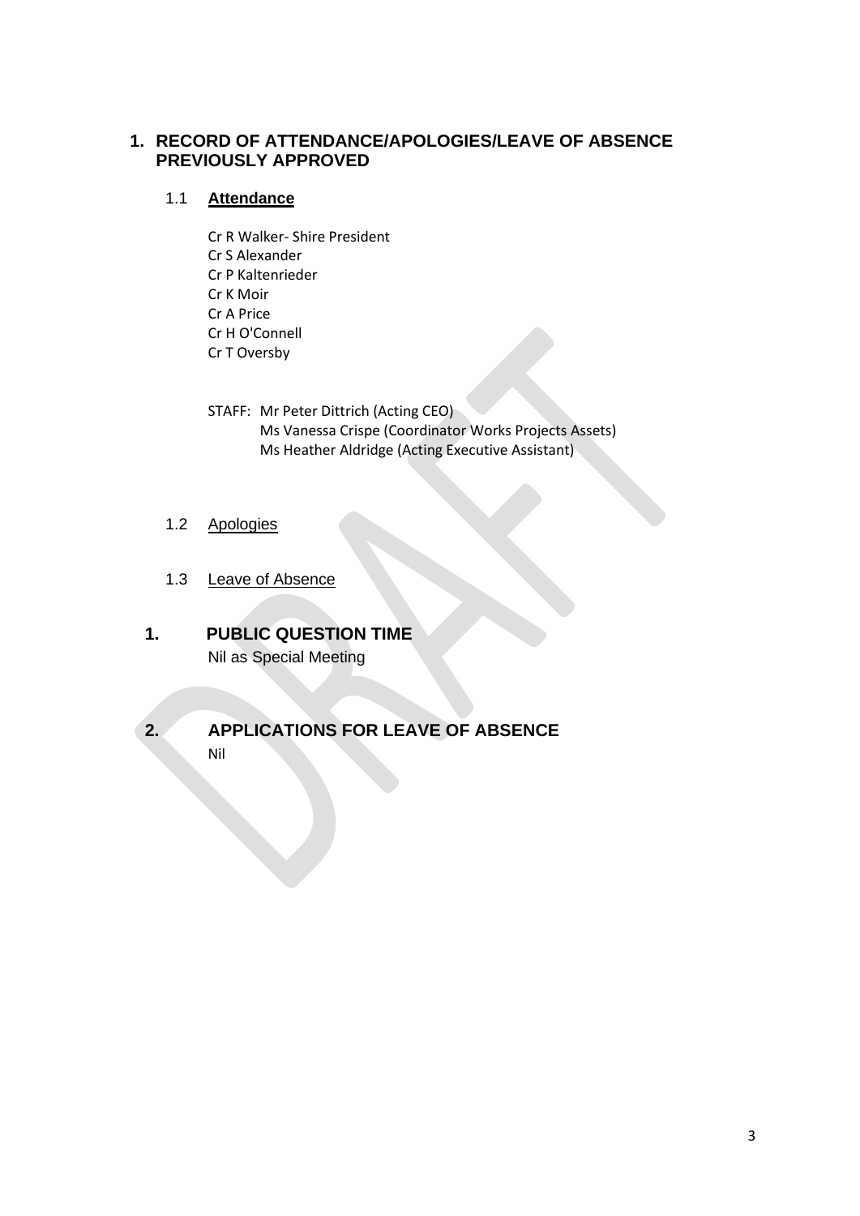## 1. RECORD OF ATTENDANCE/APOLOGIES/LEAVE OF ABSENCE PREVIOUSLY APPROVED

### 1.1 **Attendance**

Cr R Walker- Shire President
Cr S Alexander
Cr P Kaltenrieder
Cr K Moir
Cr A Price
Cr H O'Connell
Cr T Oversby

STAFF: Mr Peter Dittrich (Acting CEO)
Ms Vanessa Crispe (Coordinator Works Projects Assets)
Ms Heather Aldridge (Acting Executive Assistant)

### 1.2 Apologies

### 1.3 Leave of Absence

## 1. PUBLIC QUESTION TIME

Nil as Special Meeting

## 2. APPLICATIONS FOR LEAVE OF ABSENCE

Nil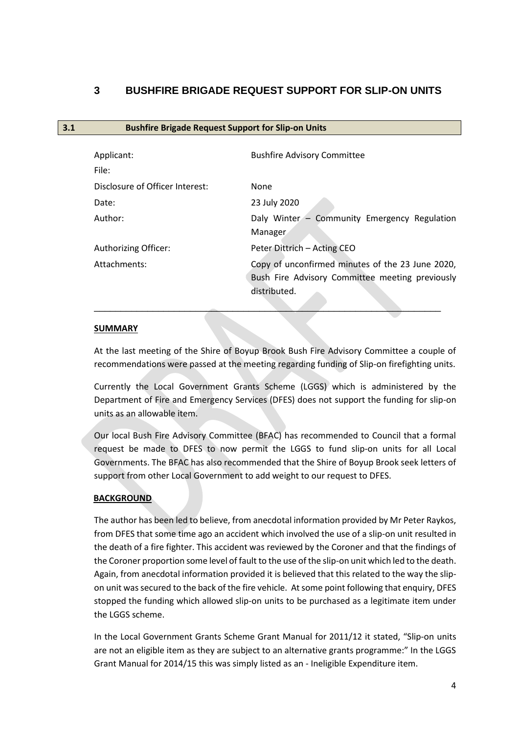## 3 BUSHFIRE BRIGADE REQUEST SUPPORT FOR SLIP-ON UNITS

### 3.1 Bushfire Brigade Request Support for Slip-on Units

| | |
|---|---|
| Applicant: | Bushfire Advisory Committee |
| File: | |
| Disclosure of Officer Interest: | None |
| Date: | 23 July 2020 |
| Author: | Daly Winter – Community Emergency Regulation Manager |
| Authorizing Officer: | Peter Dittrich – Acting CEO |
| Attachments: | Copy of unconfirmed minutes of the 23 June 2020, Bush Fire Advisory Committee meeting previously distributed. |

---

**SUMMARY**

At the last meeting of the Shire of Boyup Brook Bush Fire Advisory Committee a couple of recommendations were passed at the meeting regarding funding of Slip-on firefighting units.

Currently the Local Government Grants Scheme (LGGS) which is administered by the Department of Fire and Emergency Services (DFES) does not support the funding for slip-on units as an allowable item.

Our local Bush Fire Advisory Committee (BFAC) has recommended to Council that a formal request be made to DFES to now permit the LGGS to fund slip-on units for all Local Governments. The BFAC has also recommended that the Shire of Boyup Brook seek letters of support from other Local Government to add weight to our request to DFES.

**BACKGROUND**

The author has been led to believe, from anecdotal information provided by Mr Peter Raykos, from DFES that some time ago an accident which involved the use of a slip-on unit resulted in the death of a fire fighter. This accident was reviewed by the Coroner and that the findings of the Coroner proportion some level of fault to the use of the slip-on unit which led to the death. Again, from anecdotal information provided it is believed that this related to the way the slip-on unit was secured to the back of the fire vehicle. At some point following that enquiry, DFES stopped the funding which allowed slip-on units to be purchased as a legitimate item under the LGGS scheme.

In the Local Government Grants Scheme Grant Manual for 2011/12 it stated, "Slip-on units are not an eligible item as they are subject to an alternative grants programme:" In the LGGS Grant Manual for 2014/15 this was simply listed as an - Ineligible Expenditure item.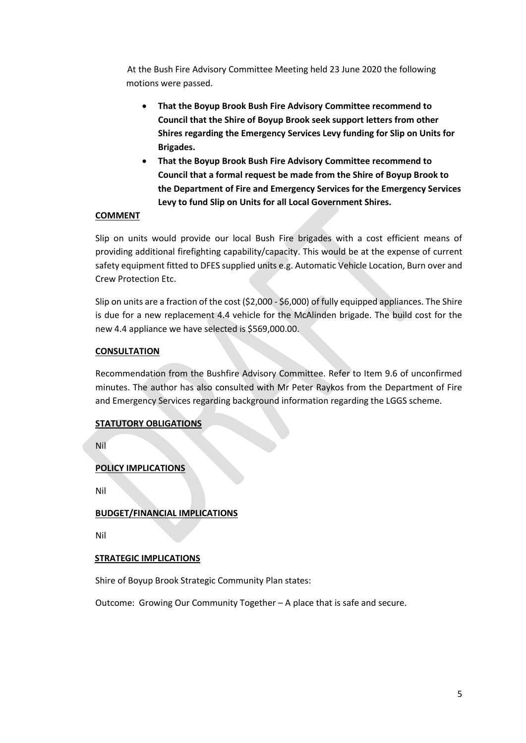At the Bush Fire Advisory Committee Meeting held 23 June 2020 the following motions were passed.

- **That the Boyup Brook Bush Fire Advisory Committee recommend to Council that the Shire of Boyup Brook seek support letters from other Shires regarding the Emergency Services Levy funding for Slip on Units for Brigades.**
- **That the Boyup Brook Bush Fire Advisory Committee recommend to Council that a formal request be made from the Shire of Boyup Brook to the Department of Fire and Emergency Services for the Emergency Services Levy to fund Slip on Units for all Local Government Shires.**

**COMMENT**

Slip on units would provide our local Bush Fire brigades with a cost efficient means of providing additional firefighting capability/capacity. This would be at the expense of current safety equipment fitted to DFES supplied units e.g. Automatic Vehicle Location, Burn over and Crew Protection Etc.

Slip on units are a fraction of the cost ($2,000 - $6,000) of fully equipped appliances. The Shire is due for a new replacement 4.4 vehicle for the McAlinden brigade. The build cost for the new 4.4 appliance we have selected is $569,000.00.

**CONSULTATION**

Recommendation from the Bushfire Advisory Committee. Refer to Item 9.6 of unconfirmed minutes. The author has also consulted with Mr Peter Raykos from the Department of Fire and Emergency Services regarding background information regarding the LGGS scheme.

**STATUTORY OBLIGATIONS**

Nil

**POLICY IMPLICATIONS**

Nil

**BUDGET/FINANCIAL IMPLICATIONS**

Nil

**STRATEGIC IMPLICATIONS**

Shire of Boyup Brook Strategic Community Plan states:

Outcome: Growing Our Community Together – A place that is safe and secure.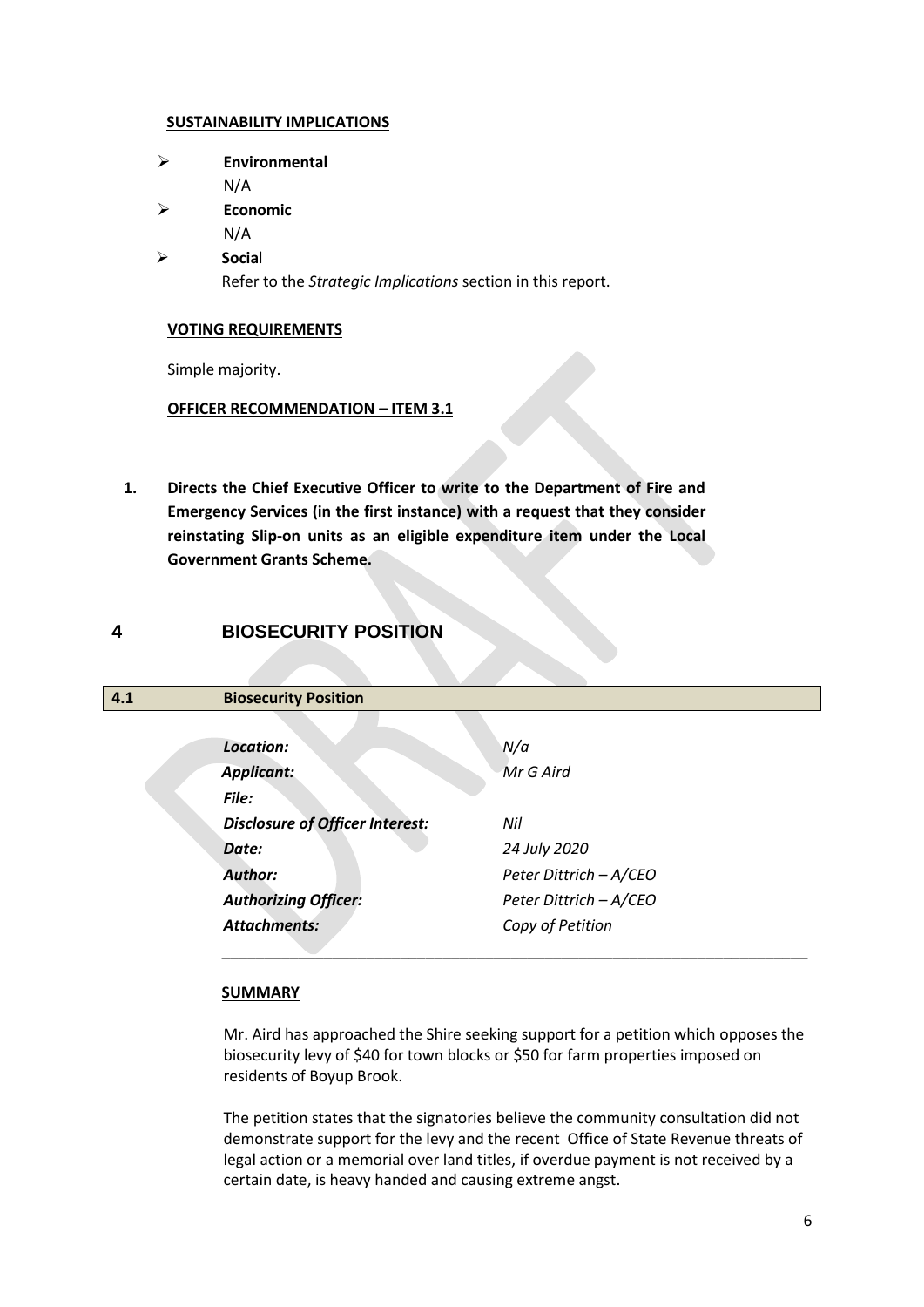**SUSTAINABILITY IMPLICATIONS**

- **Environmental**
  N/A
- **Economic**
  N/A
- **Social**
  Refer to the *Strategic Implications* section in this report.

**VOTING REQUIREMENTS**

Simple majority.

**OFFICER RECOMMENDATION – ITEM 3.1**

1. **Directs the Chief Executive Officer to write to the Department of Fire and Emergency Services (in the first instance) with a request that they consider reinstating Slip-on units as an eligible expenditure item under the Local Government Grants Scheme.**

# 4 BIOSECURITY POSITION

## 4.1 Biosecurity Position

| | |
|---|---|
| ***Location:*** | *N/a* |
| ***Applicant:*** | *Mr G Aird* |
| ***File:*** | |
| ***Disclosure of Officer Interest:*** | *Nil* |
| ***Date:*** | *24 July 2020* |
| ***Author:*** | *Peter Dittrich – A/CEO* |
| ***Authorizing Officer:*** | *Peter Dittrich – A/CEO* |
| ***Attachments:*** | *Copy of Petition* |

**SUMMARY**

Mr. Aird has approached the Shire seeking support for a petition which opposes the biosecurity levy of $40 for town blocks or $50 for farm properties imposed on residents of Boyup Brook.

The petition states that the signatories believe the community consultation did not demonstrate support for the levy and the recent Office of State Revenue threats of legal action or a memorial over land titles, if overdue payment is not received by a certain date, is heavy handed and causing extreme angst.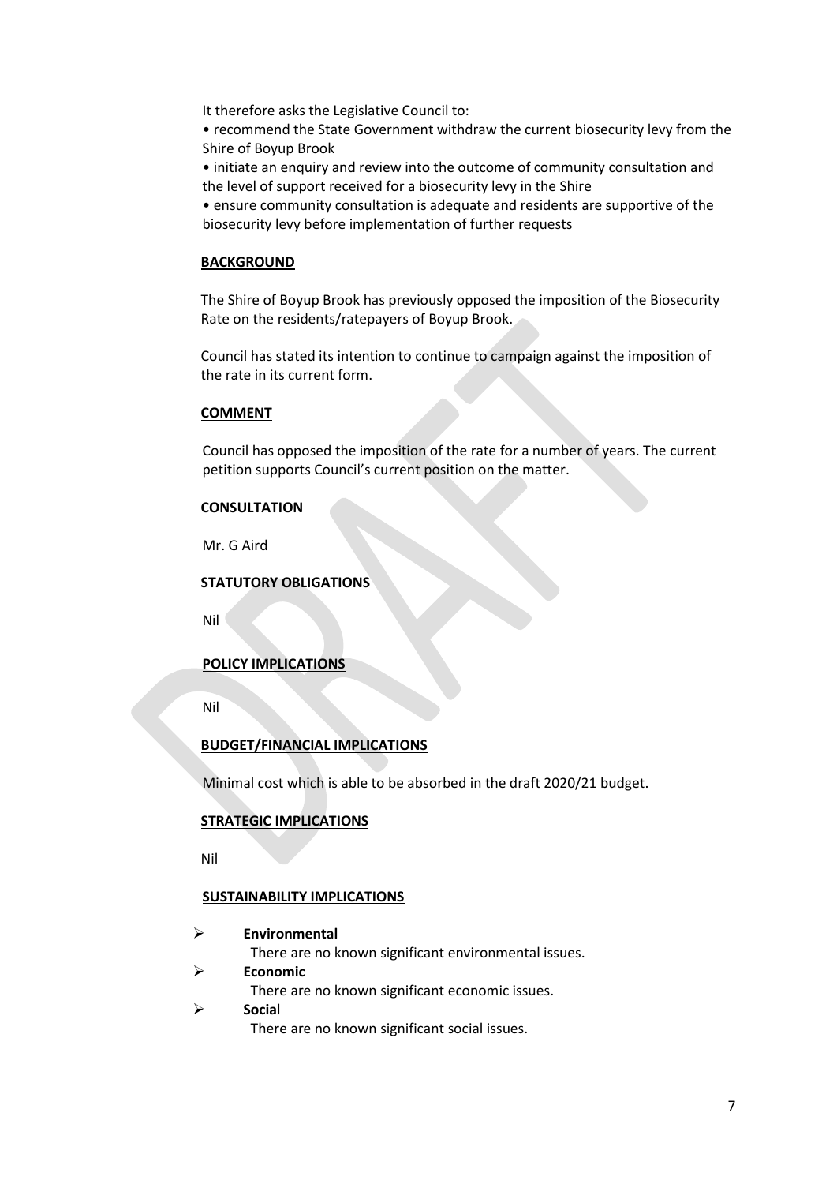It therefore asks the Legislative Council to:

- recommend the State Government withdraw the current biosecurity levy from the Shire of Boyup Brook
- initiate an enquiry and review into the outcome of community consultation and the level of support received for a biosecurity levy in the Shire
- ensure community consultation is adequate and residents are supportive of the biosecurity levy before implementation of further requests

**BACKGROUND**

The Shire of Boyup Brook has previously opposed the imposition of the Biosecurity Rate on the residents/ratepayers of Boyup Brook.

Council has stated its intention to continue to campaign against the imposition of the rate in its current form.

**COMMENT**

Council has opposed the imposition of the rate for a number of years. The current petition supports Council's current position on the matter.

**CONSULTATION**

Mr. G Aird

**STATUTORY OBLIGATIONS**

Nil

**POLICY IMPLICATIONS**

Nil

**BUDGET/FINANCIAL IMPLICATIONS**

Minimal cost which is able to be absorbed in the draft 2020/21 budget.

**STRATEGIC IMPLICATIONS**

Nil

**SUSTAINABILITY IMPLICATIONS**

- **Environmental**
  There are no known significant environmental issues.
- **Economic**
  There are no known significant economic issues.
- **Social**
  There are no known significant social issues.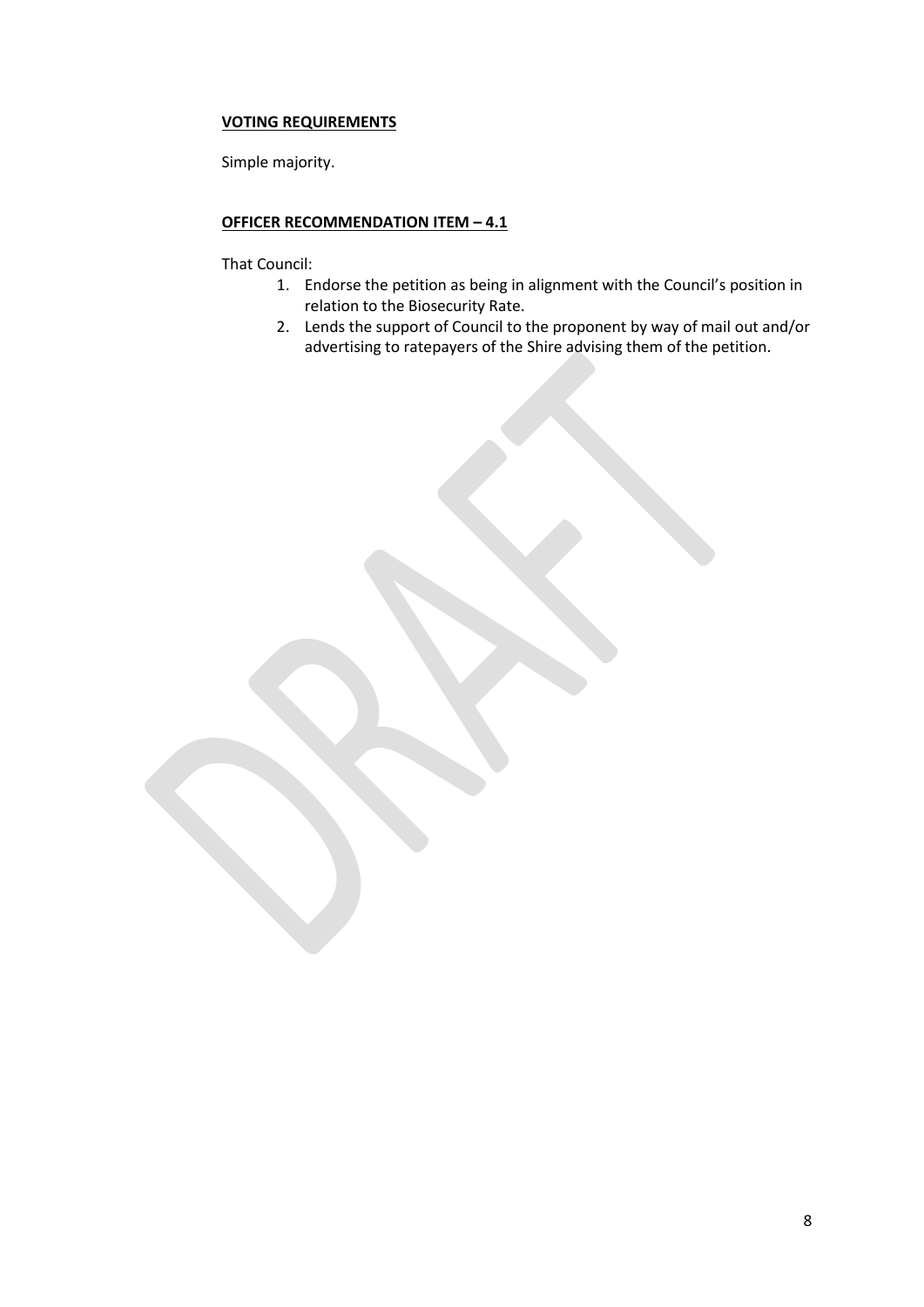**VOTING REQUIREMENTS**

Simple majority.

**OFFICER RECOMMENDATION ITEM – 4.1**

That Council:

1. Endorse the petition as being in alignment with the Council's position in relation to the Biosecurity Rate.
2. Lends the support of Council to the proponent by way of mail out and/or advertising to ratepayers of the Shire advising them of the petition.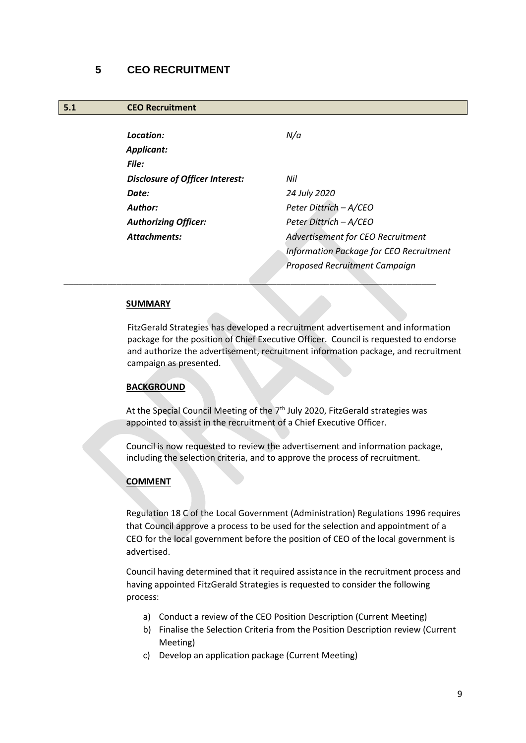# 5 CEO RECRUITMENT

## 5.1 CEO Recruitment

| | |
|---|---|
| ***Location:*** | *N/a* |
| ***Applicant:*** | |
| ***File:*** | |
| ***Disclosure of Officer Interest:*** | *Nil* |
| ***Date:*** | *24 July 2020* |
| ***Author:*** | *Peter Dittrich – A/CEO* |
| ***Authorizing Officer:*** | *Peter Dittrich – A/CEO* |
| ***Attachments:*** | *Advertisement for CEO Recruitment*<br>*Information Package for CEO Recruitment*<br>*Proposed Recruitment Campaign* |

**SUMMARY**

FitzGerald Strategies has developed a recruitment advertisement and information package for the position of Chief Executive Officer. Council is requested to endorse and authorize the advertisement, recruitment information package, and recruitment campaign as presented.

**BACKGROUND**

At the Special Council Meeting of the 7th July 2020, FitzGerald strategies was appointed to assist in the recruitment of a Chief Executive Officer.

Council is now requested to review the advertisement and information package, including the selection criteria, and to approve the process of recruitment.

**COMMENT**

Regulation 18 C of the Local Government (Administration) Regulations 1996 requires that Council approve a process to be used for the selection and appointment of a CEO for the local government before the position of CEO of the local government is advertised.

Council having determined that it required assistance in the recruitment process and having appointed FitzGerald Strategies is requested to consider the following process:

a) Conduct a review of the CEO Position Description (Current Meeting)
b) Finalise the Selection Criteria from the Position Description review (Current Meeting)
c) Develop an application package (Current Meeting)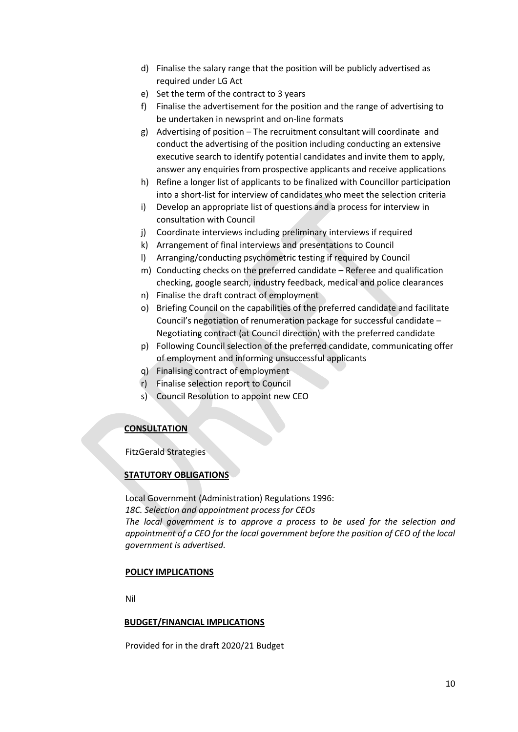d) Finalise the salary range that the position will be publicly advertised as required under LG Act
e) Set the term of the contract to 3 years
f) Finalise the advertisement for the position and the range of advertising to be undertaken in newsprint and on-line formats
g) Advertising of position – The recruitment consultant will coordinate and conduct the advertising of the position including conducting an extensive executive search to identify potential candidates and invite them to apply, answer any enquiries from prospective applicants and receive applications
h) Refine a longer list of applicants to be finalized with Councillor participation into a short-list for interview of candidates who meet the selection criteria
i) Develop an appropriate list of questions and a process for interview in consultation with Council
j) Coordinate interviews including preliminary interviews if required
k) Arrangement of final interviews and presentations to Council
l) Arranging/conducting psychometric testing if required by Council
m) Conducting checks on the preferred candidate – Referee and qualification checking, google search, industry feedback, medical and police clearances
n) Finalise the draft contract of employment
o) Briefing Council on the capabilities of the preferred candidate and facilitate Council's negotiation of renumeration package for successful candidate – Negotiating contract (at Council direction) with the preferred candidate
p) Following Council selection of the preferred candidate, communicating offer of employment and informing unsuccessful applicants
q) Finalising contract of employment
r) Finalise selection report to Council
s) Council Resolution to appoint new CEO

**CONSULTATION**

FitzGerald Strategies

**STATUTORY OBLIGATIONS**

Local Government (Administration) Regulations 1996:
*18C. Selection and appointment process for CEOs*
*The local government is to approve a process to be used for the selection and appointment of a CEO for the local government before the position of CEO of the local government is advertised.*

**POLICY IMPLICATIONS**

Nil

**BUDGET/FINANCIAL IMPLICATIONS**

Provided for in the draft 2020/21 Budget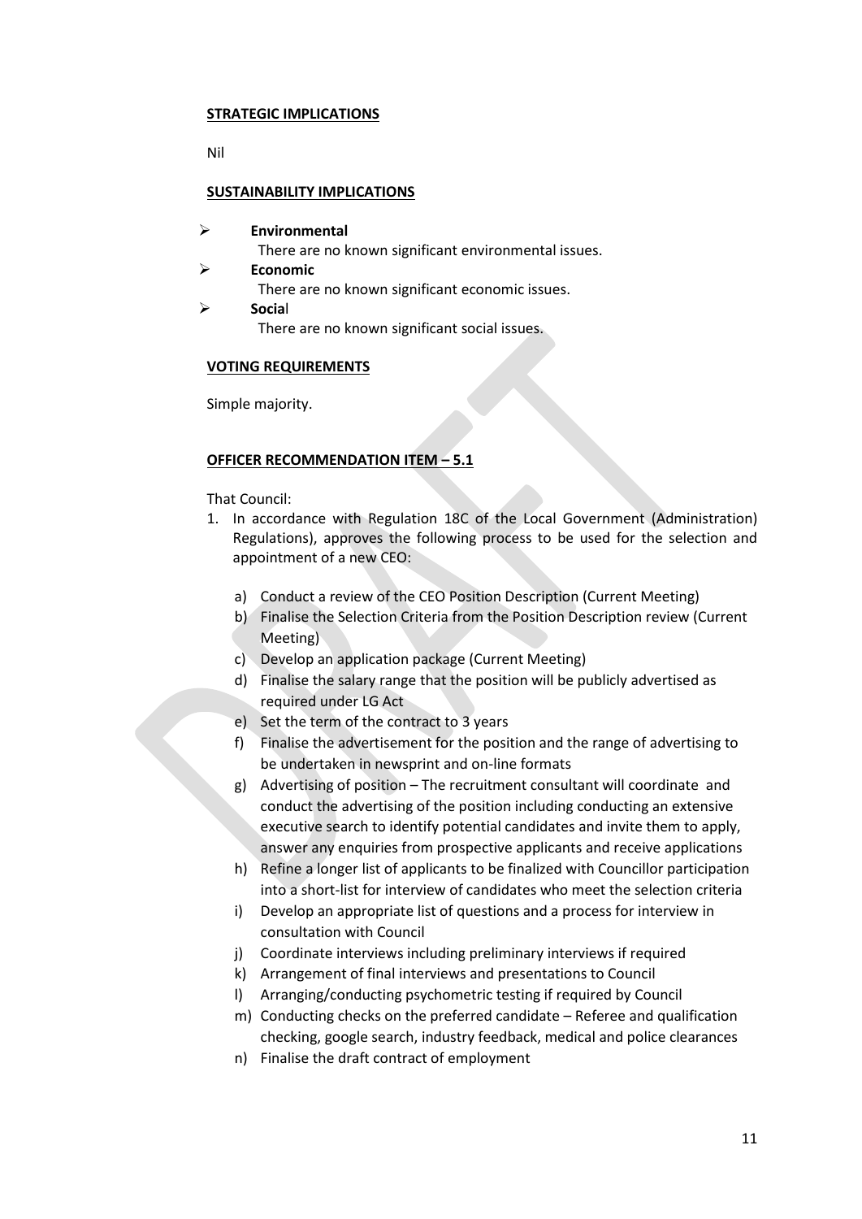**STRATEGIC IMPLICATIONS**

Nil

**SUSTAINABILITY IMPLICATIONS**

- **Environmental**
  There are no known significant environmental issues.
- **Economic**
  There are no known significant economic issues.
- **Social**
  There are no known significant social issues.

**VOTING REQUIREMENTS**

Simple majority.

**OFFICER RECOMMENDATION ITEM – 5.1**

That Council:

1. In accordance with Regulation 18C of the Local Government (Administration) Regulations), approves the following process to be used for the selection and appointment of a new CEO:

   a) Conduct a review of the CEO Position Description (Current Meeting)
   b) Finalise the Selection Criteria from the Position Description review (Current Meeting)
   c) Develop an application package (Current Meeting)
   d) Finalise the salary range that the position will be publicly advertised as required under LG Act
   e) Set the term of the contract to 3 years
   f) Finalise the advertisement for the position and the range of advertising to be undertaken in newsprint and on-line formats
   g) Advertising of position – The recruitment consultant will coordinate and conduct the advertising of the position including conducting an extensive executive search to identify potential candidates and invite them to apply, answer any enquiries from prospective applicants and receive applications
   h) Refine a longer list of applicants to be finalized with Councillor participation into a short-list for interview of candidates who meet the selection criteria
   i) Develop an appropriate list of questions and a process for interview in consultation with Council
   j) Coordinate interviews including preliminary interviews if required
   k) Arrangement of final interviews and presentations to Council
   l) Arranging/conducting psychometric testing if required by Council
   m) Conducting checks on the preferred candidate – Referee and qualification checking, google search, industry feedback, medical and police clearances
   n) Finalise the draft contract of employment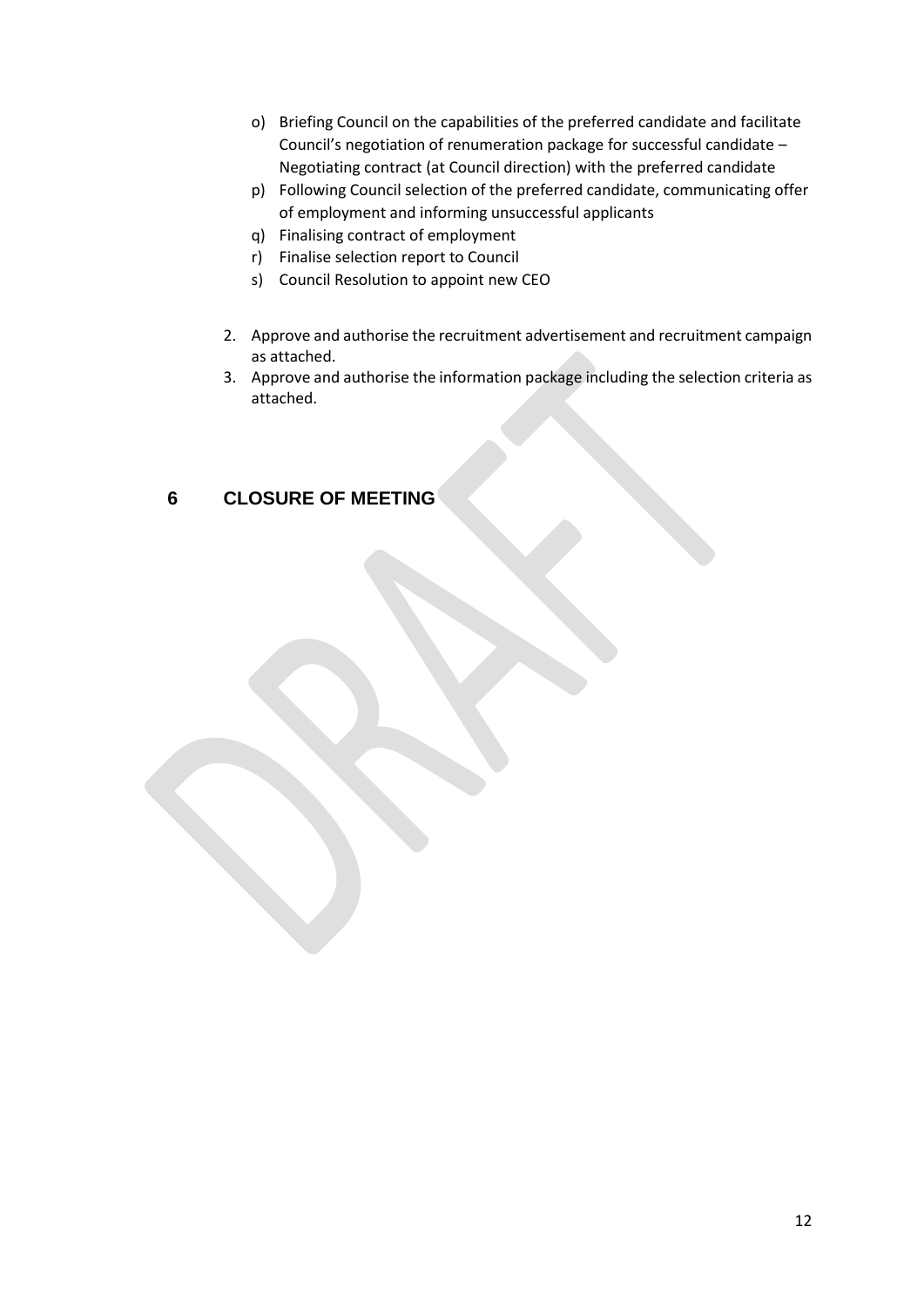o) Briefing Council on the capabilities of the preferred candidate and facilitate Council's negotiation of renumeration package for successful candidate – Negotiating contract (at Council direction) with the preferred candidate
p) Following Council selection of the preferred candidate, communicating offer of employment and informing unsuccessful applicants
q) Finalising contract of employment
r) Finalise selection report to Council
s) Council Resolution to appoint new CEO

2. Approve and authorise the recruitment advertisement and recruitment campaign as attached.
3. Approve and authorise the information package including the selection criteria as attached.

## 6 CLOSURE OF MEETING